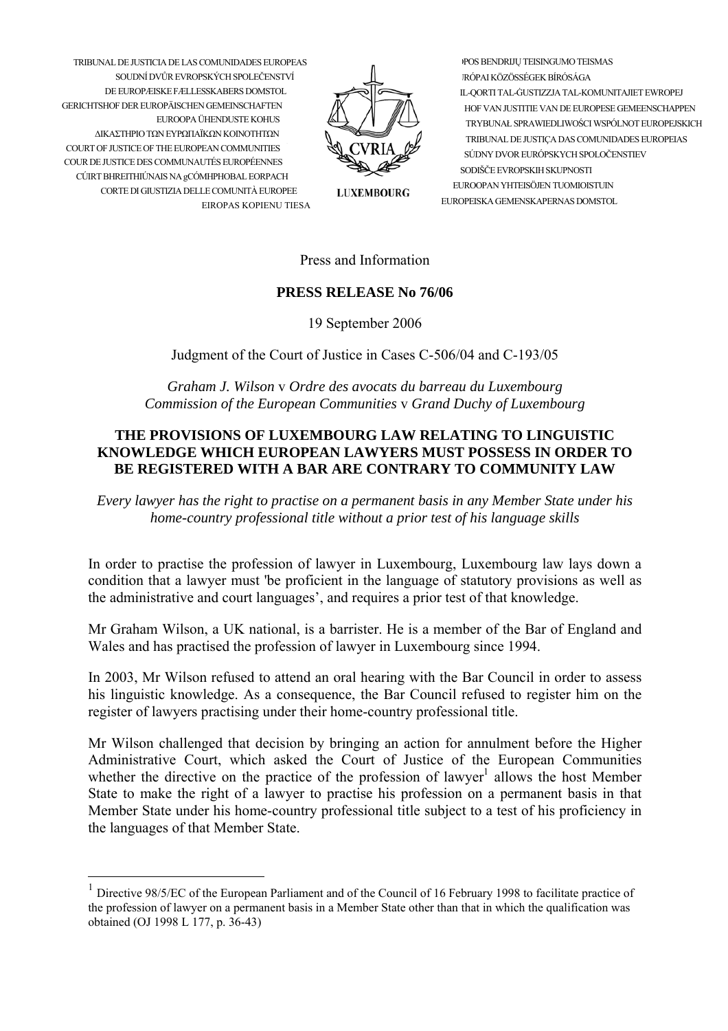TRIBUNAL DE JUSTICIA DE LAS COMUNIDADES EUROPEAS
SOUDNÍ DVŮR EVROPSKÝCH SPOLEČENSTVÍ
DE EUROPÆISKE FÆLLESSKABERS DOMSTOL
GERICHTSHOF DER EUROPÄISCHEN GEMEINSCHAFTEN
EUROOPA ÜHENDUSTE KOHUS
ΔΙΚΑΣΤΗΡΙΟ ΤΩΝ ΕΥΡΩΠΑΪΚΩΝ ΚΟΙΝΟΤΗΤΩΝ
COURT OF JUSTICE OF THE EUROPEAN COMMUNITIES
COUR DE JUSTICE DES COMMUNAUTÉS EUROPÉENNES
CÚIRT BHREITHIÚNAIS NA gCÓMHPHOBAL EORPACH
CORTE DI GIUSTIZIA DELLE COMUNITÀ EUROPEE
EIROPAS KOPIENU TIESA

CVRIA
LUXEMBOURG

EUROPOS BENDRIJŲ TEISINGUMO TEISMAS
EURÓPAI KÖZÖSSÉGEK BÍRÓSÁGA
IL-QORTI TAL-ĠUSTIZZJA TAL-KOMUNITAJIET EWROPEJ
HOF VAN JUSTITIE VAN DE EUROPESE GEMEENSCHAPPEN
TRYBUNAŁ SPRAWIEDLIWOŚCI WSPÓLNOT EUROPEJSKICH
TRIBUNAL DE JUSTIÇA DAS COMUNIDADES EUROPEIAS
SÚDNY DVOR EURÓPSKYCH SPOLOČENSTIEV
SODIŠČE EVROPSKIH SKUPNOSTI
EUROOPAN YHTEISÖJEN TUOMIOISTUIN
EUROPEISKA GEMENSKAPERNAS DOMSTOL

Press and Information

**PRESS RELEASE No 76/06**

19 September 2006

Judgment of the Court of Justice in Cases C-506/04 and C-193/05

*Graham J. Wilson* v *Ordre des avocats du barreau du Luxembourg*
*Commission of the European Communities* v *Grand Duchy of Luxembourg*

## THE PROVISIONS OF LUXEMBOURG LAW RELATING TO LINGUISTIC KNOWLEDGE WHICH EUROPEAN LAWYERS MUST POSSESS IN ORDER TO BE REGISTERED WITH A BAR ARE CONTRARY TO COMMUNITY LAW

*Every lawyer has the right to practise on a permanent basis in any Member State under his home-country professional title without a prior test of his language skills*

In order to practise the profession of lawyer in Luxembourg, Luxembourg law lays down a condition that a lawyer must 'be proficient in the language of statutory provisions as well as the administrative and court languages', and requires a prior test of that knowledge.

Mr Graham Wilson, a UK national, is a barrister. He is a member of the Bar of England and Wales and has practised the profession of lawyer in Luxembourg since 1994.

In 2003, Mr Wilson refused to attend an oral hearing with the Bar Council in order to assess his linguistic knowledge. As a consequence, the Bar Council refused to register him on the register of lawyers practising under their home-country professional title.

Mr Wilson challenged that decision by bringing an action for annulment before the Higher Administrative Court, which asked the Court of Justice of the European Communities whether the directive on the practice of the profession of lawyer[1] allows the host Member State to make the right of a lawyer to practise his profession on a permanent basis in that Member State under his home-country professional title subject to a test of his proficiency in the languages of that Member State.

[1] Directive 98/5/EC of the European Parliament and of the Council of 16 February 1998 to facilitate practice of the profession of lawyer on a permanent basis in a Member State other than that in which the qualification was obtained (OJ 1998 L 177, p. 36-43)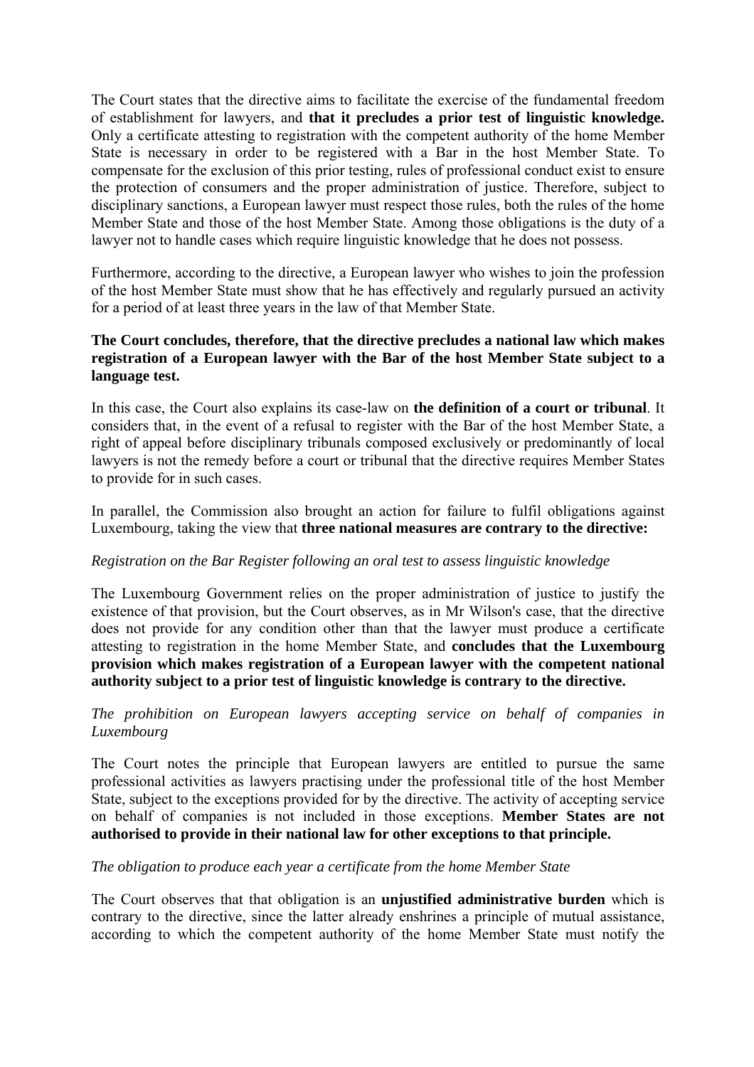The Court states that the directive aims to facilitate the exercise of the fundamental freedom of establishment for lawyers, and **that it precludes a prior test of linguistic knowledge.** Only a certificate attesting to registration with the competent authority of the home Member State is necessary in order to be registered with a Bar in the host Member State. To compensate for the exclusion of this prior testing, rules of professional conduct exist to ensure the protection of consumers and the proper administration of justice. Therefore, subject to disciplinary sanctions, a European lawyer must respect those rules, both the rules of the home Member State and those of the host Member State. Among those obligations is the duty of a lawyer not to handle cases which require linguistic knowledge that he does not possess.

Furthermore, according to the directive, a European lawyer who wishes to join the profession of the host Member State must show that he has effectively and regularly pursued an activity for a period of at least three years in the law of that Member State.

**The Court concludes, therefore, that the directive precludes a national law which makes registration of a European lawyer with the Bar of the host Member State subject to a language test.**

In this case, the Court also explains its case-law on **the definition of a court or tribunal**. It considers that, in the event of a refusal to register with the Bar of the host Member State, a right of appeal before disciplinary tribunals composed exclusively or predominantly of local lawyers is not the remedy before a court or tribunal that the directive requires Member States to provide for in such cases.

In parallel, the Commission also brought an action for failure to fulfil obligations against Luxembourg, taking the view that **three national measures are contrary to the directive:**

*Registration on the Bar Register following an oral test to assess linguistic knowledge*

The Luxembourg Government relies on the proper administration of justice to justify the existence of that provision, but the Court observes, as in Mr Wilson's case, that the directive does not provide for any condition other than that the lawyer must produce a certificate attesting to registration in the home Member State, and **concludes that the Luxembourg provision which makes registration of a European lawyer with the competent national authority subject to a prior test of linguistic knowledge is contrary to the directive.**

*The prohibition on European lawyers accepting service on behalf of companies in Luxembourg*

The Court notes the principle that European lawyers are entitled to pursue the same professional activities as lawyers practising under the professional title of the host Member State, subject to the exceptions provided for by the directive. The activity of accepting service on behalf of companies is not included in those exceptions. **Member States are not authorised to provide in their national law for other exceptions to that principle.**

*The obligation to produce each year a certificate from the home Member State*

The Court observes that that obligation is an **unjustified administrative burden** which is contrary to the directive, since the latter already enshrines a principle of mutual assistance, according to which the competent authority of the home Member State must notify the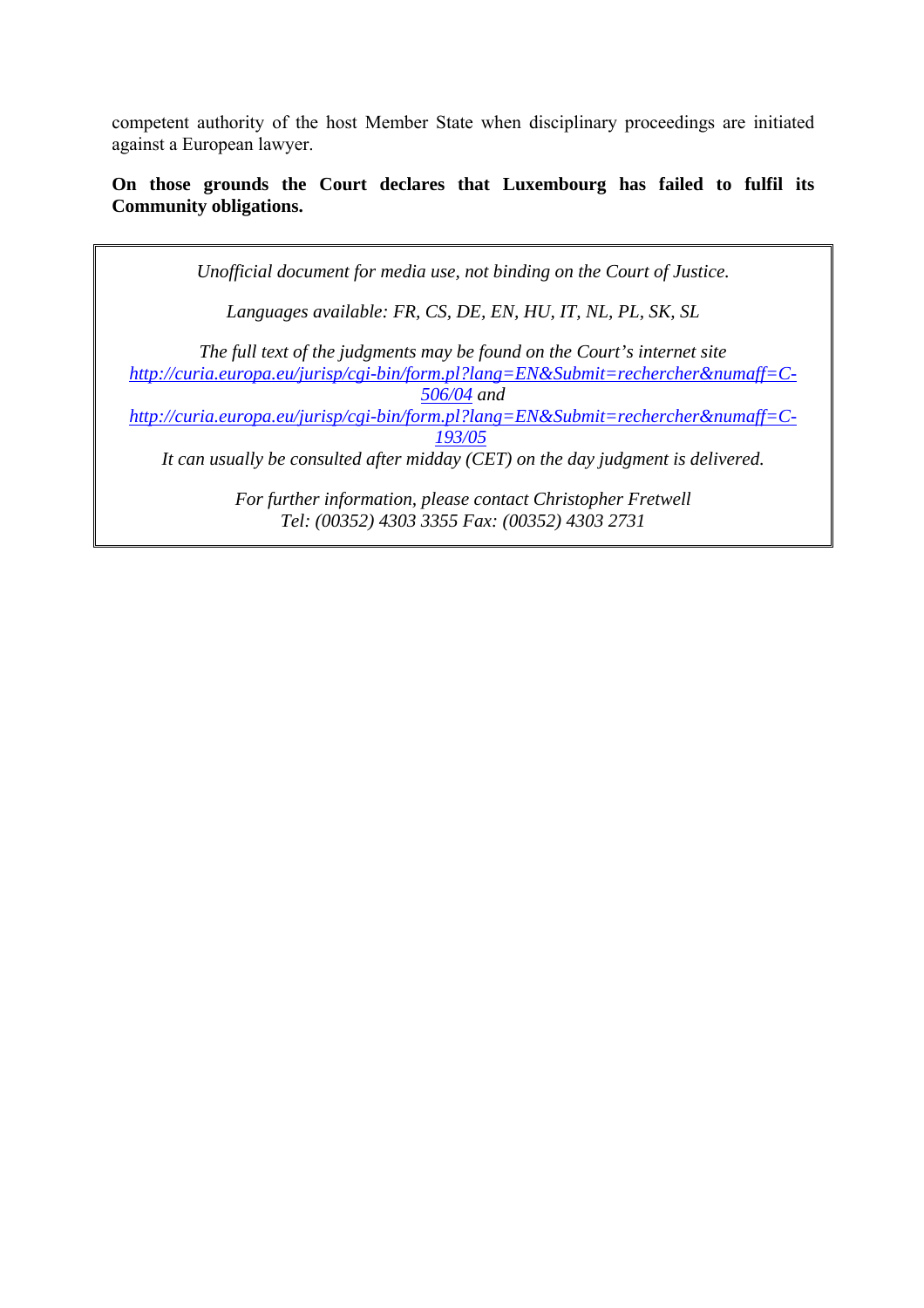competent authority of the host Member State when disciplinary proceedings are initiated against a European lawyer.

**On those grounds the Court declares that Luxembourg has failed to fulfil its Community obligations.**

*Unofficial document for media use, not binding on the Court of Justice.*

*Languages available: FR, CS, DE, EN, HU, IT, NL, PL, SK, SL*

*The full text of the judgments may be found on the Court's internet site*
*http://curia.europa.eu/jurisp/cgi-bin/form.pl?lang=EN&Submit=rechercher&numaff=C-506/04 and*
*http://curia.europa.eu/jurisp/cgi-bin/form.pl?lang=EN&Submit=rechercher&numaff=C-193/05*
*It can usually be consulted after midday (CET) on the day judgment is delivered.*

*For further information, please contact Christopher Fretwell*
*Tel: (00352) 4303 3355 Fax: (00352) 4303 2731*